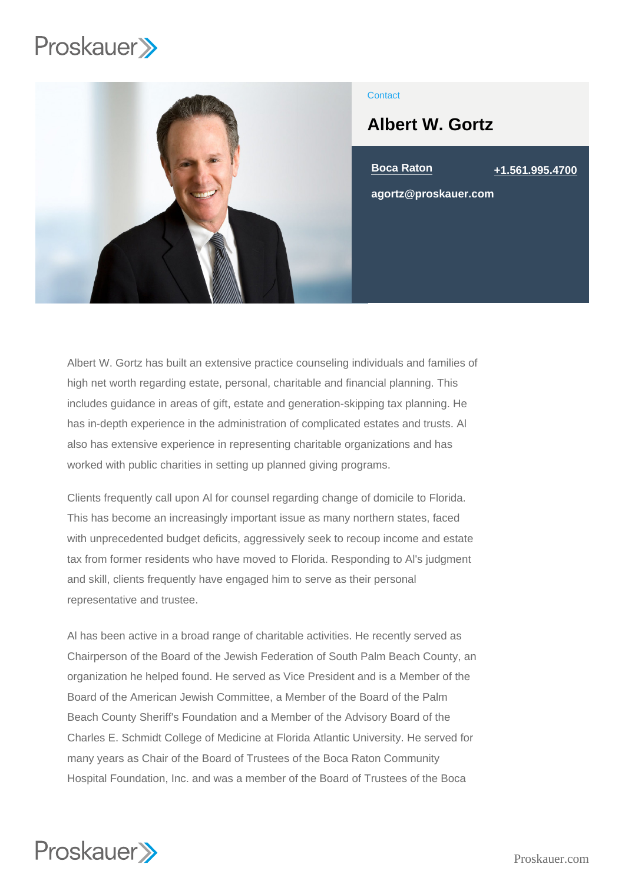Contact

# Albert W. Gortz

Boca Raton

+1.561.995.4700

agortz@proskauer.com

Albert W. Gortz has built an extensive practice counseling individuals and families of high net worth regarding estate, personal, charitable and financial planning. This includes guidance in areas of gift, estate and generation-skipping tax planning. He has in-depth experience in the administration of complicated estates and trusts. Al also has extensive experience in representing charitable organizations and has worked with public charities in setting up planned giving programs.

Clients frequently call upon Al for counsel regarding change of domicile to Florida. This has become an increasingly important issue as many northern states, faced with unprecedented budget deficits, aggressively seek to recoup income and estate tax from former residents who have moved to Florida. Responding to Al's judgment and skill, clients frequently have engaged him to serve as their personal representative and trustee.

Al has been active in a broad range of charitable activities. He recently served as Chairperson of the Board of the Jewish Federation of South Palm Beach County, an organization he helped found. He served as Vice President and is a Member of the Board of the American Jewish Committee, a Member of the Board of the Palm Beach County Sheriff's Foundation and a Member of the Advisory Board of the Charles E. Schmidt College of Medicine at Florida Atlantic University. He served for many years as Chair of the Board of Trustees of the Boca Raton Community Hospital Foundation, Inc. and was a member of the Board of Trustees of the Boca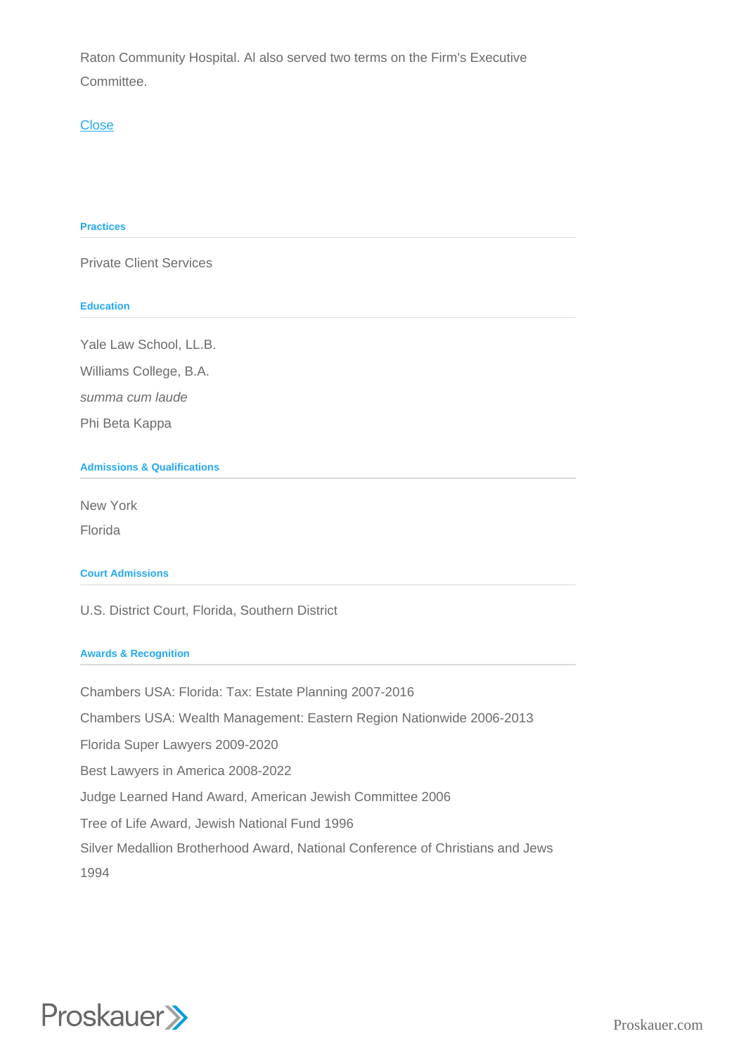Raton Community Hospital. Al also served two terms on the Firm's Executive Committee.

Close

### Practices

Private Client Services

### Education

Yale Law School, LL.B.

Williams College, B.A.

*summa cum laude*

Phi Beta Kappa

### Admissions & Qualifications

New York

Florida

### Court Admissions

U.S. District Court, Florida, Southern District

### Awards & Recognition

Chambers USA: Florida: Tax: Estate Planning 2007-2016

Chambers USA: Wealth Management: Eastern Region Nationwide 2006-2013

Florida Super Lawyers 2009-2020

Best Lawyers in America 2008-2022

Judge Learned Hand Award, American Jewish Committee 2006

Tree of Life Award, Jewish National Fund 1996

Silver Medallion Brotherhood Award, National Conference of Christians and Jews 1994